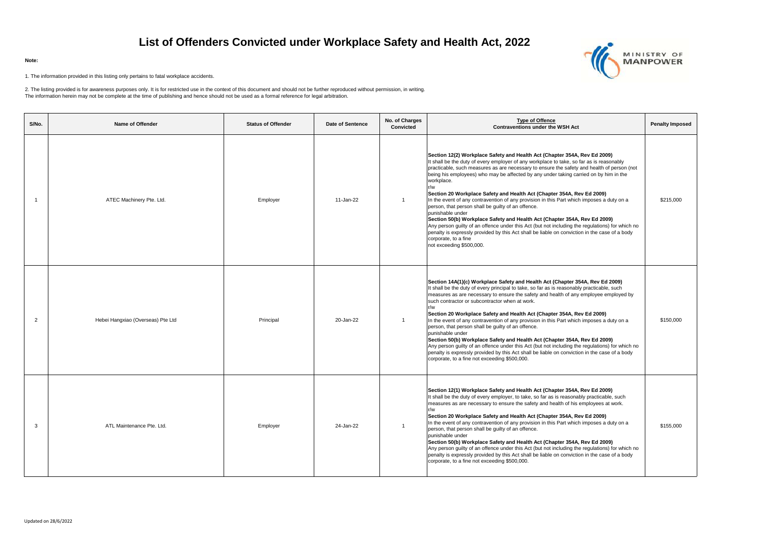# List of Offenders Convicted under Workplace Safety and Health Act, 2022

**Note:**

1. The information provided in this listing only pertains to fatal workplace accidents.

2. The listing provided is for awareness purposes only. It is for restricted use in the context of this document and should not be further reproduced without permission, in writing.
The information herein may not be complete at the time of publishing and hence should not be used as a formal reference for legal arbitration.

| S/No. | Name of Offender | Status of Offender | Date of Sentence | No. of Charges Convicted | Type of Offence Contraventions under the WSH Act | Penalty Imposed |
|---|---|---|---|---|---|---|
| 1 | ATEC Machinery Pte. Ltd. | Employer | 11-Jan-22 | 1 | **Section 12(2) Workplace Safety and Health Act (Chapter 354A, Rev Ed 2009)** It shall be the duty of every employer of any workplace to take, so far as is reasonably practicable, such measures as are necessary to ensure the safety and health of person (not being his employees) who may be affected by any under taking carried on by him in the workplace. r/w **Section 20 Workplace Safety and Health Act (Chapter 354A, Rev Ed 2009)** In the event of any contravention of any provision in this Part which imposes a duty on a person, that person shall be guilty of an offence. punishable under **Section 50(b) Workplace Safety and Health Act (Chapter 354A, Rev Ed 2009)** Any person guilty of an offence under this Act (but not including the regulations) for which no penalty is expressly provided by this Act shall be liable on conviction in the case of a body corporate, to a fine not exceeding $500,000. | $215,000 |
| 2 | Hebei Hangxiao (Overseas) Pte Ltd | Principal | 20-Jan-22 | 1 | **Section 14A(1)(c) Workplace Safety and Health Act (Chapter 354A, Rev Ed 2009)** It shall be the duty of every principal to take, so far as is reasonably practicable, such measures as are necessary to ensure the safety and health of any employee employed by such contractor or subcontractor when at work. r/w **Section 20 Workplace Safety and Health Act (Chapter 354A, Rev Ed 2009)** In the event of any contravention of any provision in this Part which imposes a duty on a person, that person shall be guilty of an offence. punishable under **Section 50(b) Workplace Safety and Health Act (Chapter 354A, Rev Ed 2009)** Any person guilty of an offence under this Act (but not including the regulations) for which no penalty is expressly provided by this Act shall be liable on conviction in the case of a body corporate, to a fine not exceeding $500,000. | $150,000 |
| 3 | ATL Maintenance Pte. Ltd. | Employer | 24-Jan-22 | 1 | **Section 12(1) Workplace Safety and Health Act (Chapter 354A, Rev Ed 2009)** It shall be the duty of every employer, to take, so far as is reasonably practicable, such measures as are necessary to ensure the safety and health of his employees at work. r/w **Section 20 Workplace Safety and Health Act (Chapter 354A, Rev Ed 2009)** In the event of any contravention of any provision in this Part which imposes a duty on a person, that person shall be guilty of an offence. punishable under **Section 50(b) Workplace Safety and Health Act (Chapter 354A, Rev Ed 2009)** Any person guilty of an offence under this Act (but not including the regulations) for which no penalty is expressly provided by this Act shall be liable on conviction in the case of a body corporate, to a fine not exceeding $500,000. | $155,000 |

Updated on 28/6/2022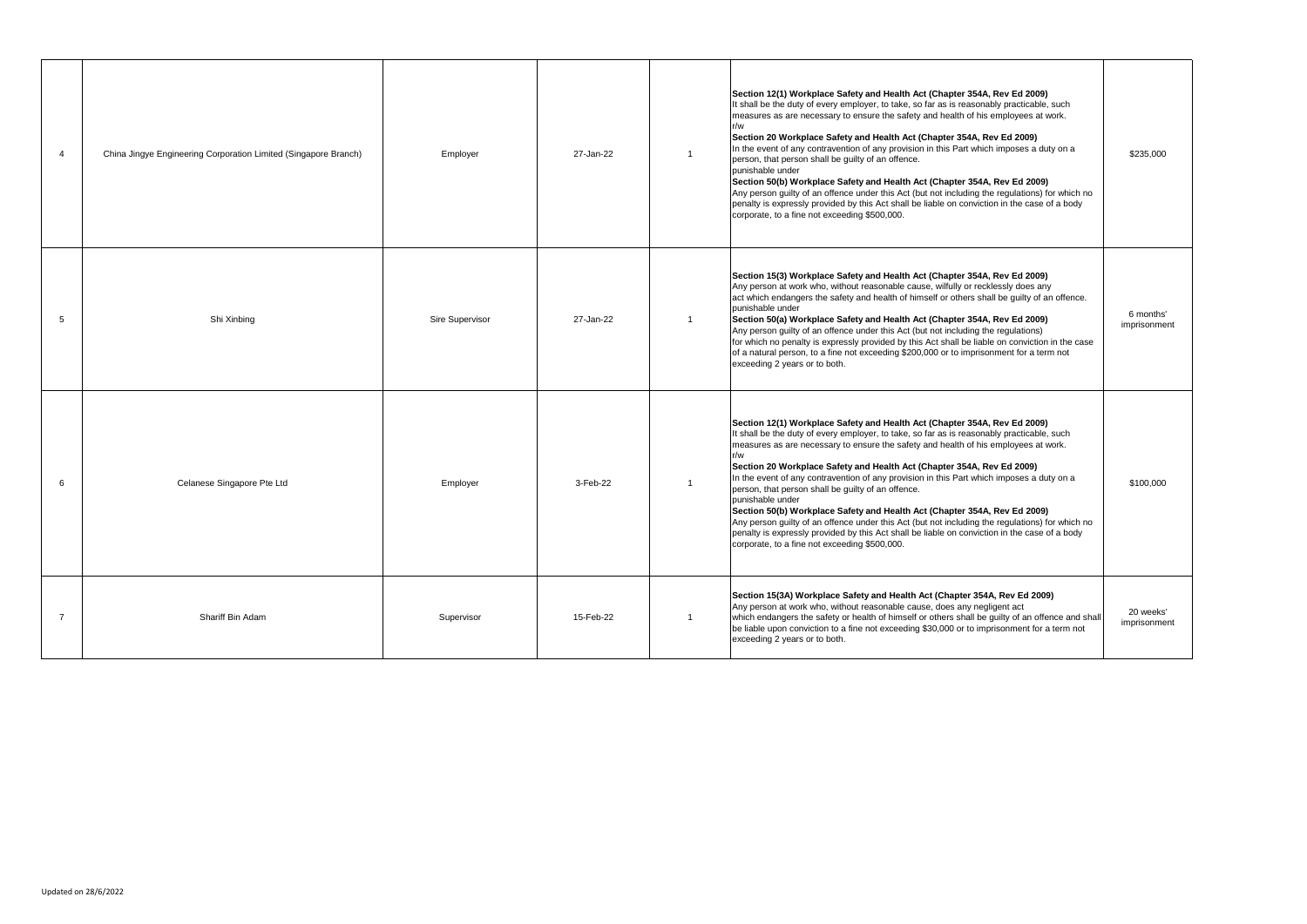| 4 | China Jingye Engineering Corporation Limited (Singapore Branch) | Employer | 27-Jan-22 | 1 | **Section 12(1) Workplace Safety and Health Act (Chapter 354A, Rev Ed 2009)**<br>It shall be the duty of every employer, to take, so far as is reasonably practicable, such measures as are necessary to ensure the safety and health of his employees at work.<br>r/w<br>**Section 20 Workplace Safety and Health Act (Chapter 354A, Rev Ed 2009)**<br>In the event of any contravention of any provision in this Part which imposes a duty on a person, that person shall be guilty of an offence.<br>punishable under<br>**Section 50(b) Workplace Safety and Health Act (Chapter 354A, Rev Ed 2009)**<br>Any person guilty of an offence under this Act (but not including the regulations) for which no penalty is expressly provided by this Act shall be liable on conviction in the case of a body corporate, to a fine not exceeding $500,000. | $235,000 |
|---|---|---|---|---|---|---|
| 5 | Shi Xinbing | Sire Supervisor | 27-Jan-22 | 1 | **Section 15(3) Workplace Safety and Health Act (Chapter 354A, Rev Ed 2009)**<br>Any person at work who, without reasonable cause, wilfully or recklessly does any act which endangers the safety and health of himself or others shall be guilty of an offence.<br>punishable under<br>**Section 50(a) Workplace Safety and Health Act (Chapter 354A, Rev Ed 2009)**<br>Any person guilty of an offence under this Act (but not including the regulations) for which no penalty is expressly provided by this Act shall be liable on conviction in the case of a natural person, to a fine not exceeding $200,000 or to imprisonment for a term not exceeding 2 years or to both. | 6 months' imprisonment |
| 6 | Celanese Singapore Pte Ltd | Employer | 3-Feb-22 | 1 | **Section 12(1) Workplace Safety and Health Act (Chapter 354A, Rev Ed 2009)**<br>It shall be the duty of every employer, to take, so far as is reasonably practicable, such measures as are necessary to ensure the safety and health of his employees at work.<br>r/w<br>**Section 20 Workplace Safety and Health Act (Chapter 354A, Rev Ed 2009)**<br>In the event of any contravention of any provision in this Part which imposes a duty on a person, that person shall be guilty of an offence.<br>punishable under<br>**Section 50(b) Workplace Safety and Health Act (Chapter 354A, Rev Ed 2009)**<br>Any person guilty of an offence under this Act (but not including the regulations) for which no penalty is expressly provided by this Act shall be liable on conviction in the case of a body corporate, to a fine not exceeding $500,000. | $100,000 |
| 7 | Shariff Bin Adam | Supervisor | 15-Feb-22 | 1 | **Section 15(3A) Workplace Safety and Health Act (Chapter 354A, Rev Ed 2009)**<br>Any person at work who, without reasonable cause, does any negligent act which endangers the safety or health of himself or others shall be guilty of an offence and shall be liable upon conviction to a fine not exceeding $30,000 or to imprisonment for a term not exceeding 2 years or to both. | 20 weeks' imprisonment |

Updated on 28/6/2022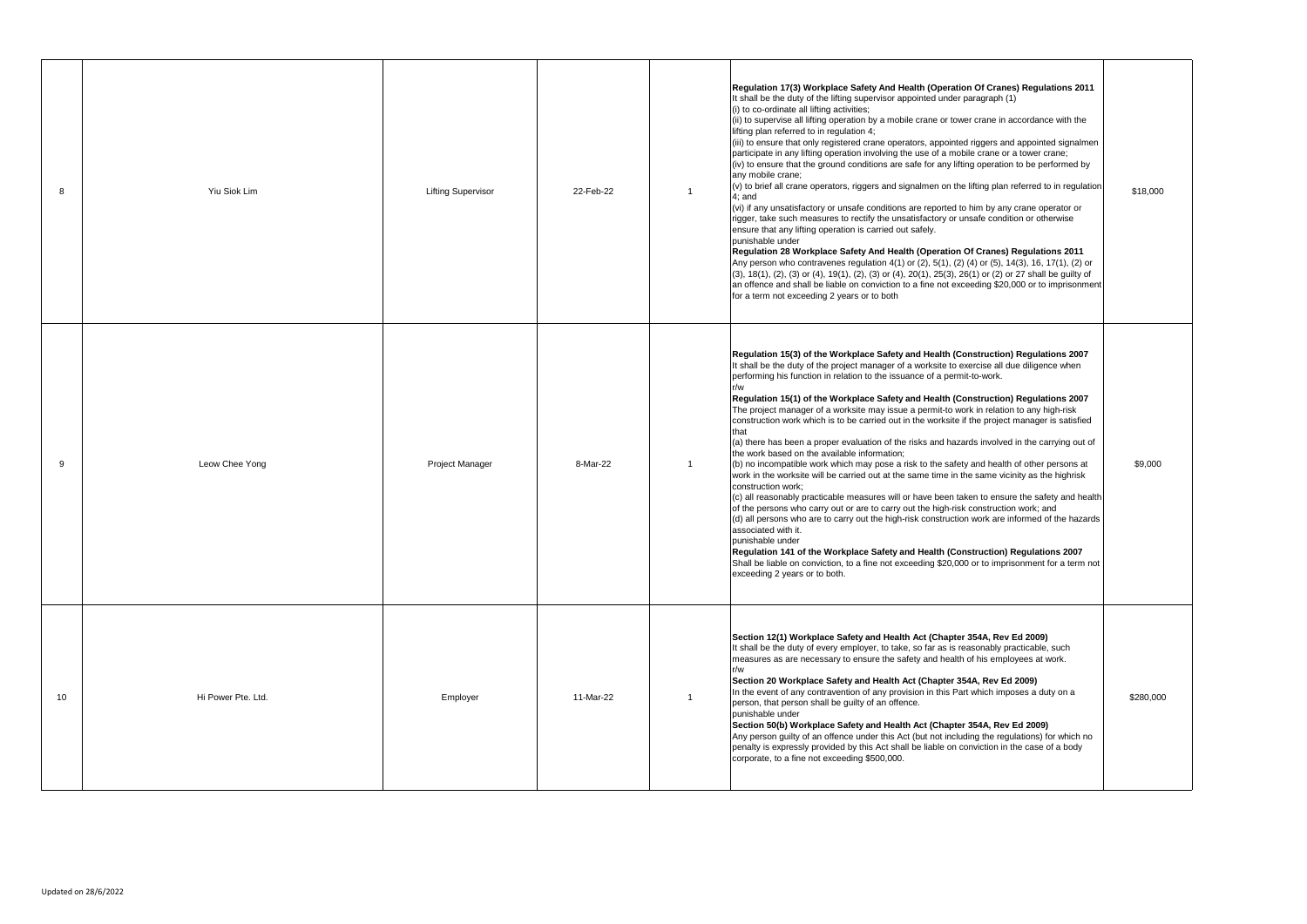| 8 | Yiu Siok Lim | Lifting Supervisor | 22-Feb-22 | 1 | **Regulation 17(3) Workplace Safety And Health (Operation Of Cranes) Regulations 2011**<br>It shall be the duty of the lifting supervisor appointed under paragraph (1)<br>(i) to co-ordinate all lifting activities;<br>(ii) to supervise all lifting operation by a mobile crane or tower crane in accordance with the lifting plan referred to in regulation 4;<br>(iii) to ensure that only registered crane operators, appointed riggers and appointed signalmen participate in any lifting operation involving the use of a mobile crane or a tower crane;<br>(iv) to ensure that the ground conditions are safe for any lifting operation to be performed by any mobile crane;<br>(v) to brief all crane operators, riggers and signalmen on the lifting plan referred to in regulation 4; and<br>(vi) if any unsatisfactory or unsafe conditions are reported to him by any crane operator or rigger, take such measures to rectify the unsatisfactory or unsafe condition or otherwise ensure that any lifting operation is carried out safely.<br>punishable under<br>**Regulation 28 Workplace Safety And Health (Operation Of Cranes) Regulations 2011**<br>Any person who contravenes regulation 4(1) or (2), 5(1), (2) (4) or (5), 14(3), 16, 17(1), (2) or (3), 18(1), (2), (3) or (4), 19(1), (2), (3) or (4), 20(1), 25(3), 26(1) or (2) or 27 shall be guilty of an offence and shall be liable on conviction to a fine not exceeding $20,000 or to imprisonment for a term not exceeding 2 years or to both | $18,000 |
|---|---|---|---|---|---|---|
| 9 | Leow Chee Yong | Project Manager | 8-Mar-22 | 1 | **Regulation 15(3) of the Workplace Safety and Health (Construction) Regulations 2007**<br>It shall be the duty of the project manager of a worksite to exercise all due diligence when performing his function in relation to the issuance of a permit-to-work.<br>r/w<br>**Regulation 15(1) of the Workplace Safety and Health (Construction) Regulations 2007**<br>The project manager of a worksite may issue a permit-to work in relation to any high-risk construction work which is to be carried out in the worksite if the project manager is satisfied that<br>(a) there has been a proper evaluation of the risks and hazards involved in the carrying out of the work based on the available information;<br>(b) no incompatible work which may pose a risk to the safety and health of other persons at work in the worksite will be carried out at the same time in the same vicinity as the highrisk construction work;<br>(c) all reasonably practicable measures will or have been taken to ensure the safety and health of the persons who carry out or are to carry out the high-risk construction work; and<br>(d) all persons who are to carry out the high-risk construction work are informed of the hazards associated with it.<br>punishable under<br>**Regulation 141 of the Workplace Safety and Health (Construction) Regulations 2007**<br>Shall be liable on conviction, to a fine not exceeding $20,000 or to imprisonment for a term not exceeding 2 years or to both. | $9,000 |
| 10 | Hi Power Pte. Ltd. | Employer | 11-Mar-22 | 1 | **Section 12(1) Workplace Safety and Health Act (Chapter 354A, Rev Ed 2009)**<br>It shall be the duty of every employer, to take, so far as is reasonably practicable, such measures as are necessary to ensure the safety and health of his employees at work.<br>r/w<br>**Section 20 Workplace Safety and Health Act (Chapter 354A, Rev Ed 2009)**<br>In the event of any contravention of any provision in this Part which imposes a duty on a person, that person shall be guilty of an offence.<br>punishable under<br>**Section 50(b) Workplace Safety and Health Act (Chapter 354A, Rev Ed 2009)**<br>Any person guilty of an offence under this Act (but not including the regulations) for which no penalty is expressly provided by this Act shall be liable on conviction in the case of a body corporate, to a fine not exceeding $500,000. | $280,000 |

Updated on 28/6/2022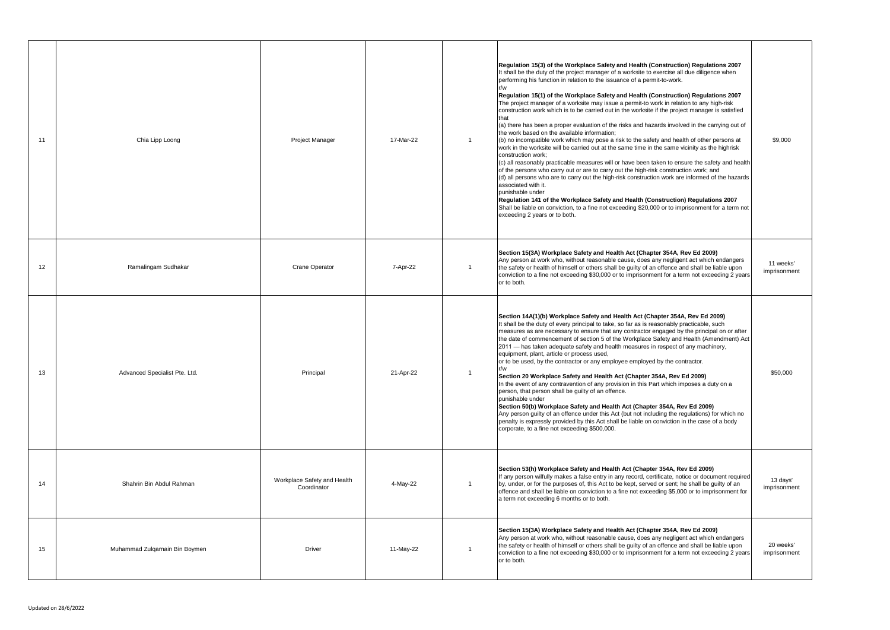| 11 | Chia Lipp Loong | Project Manager | 17-Mar-22 | 1 | **Regulation 15(3) of the Workplace Safety and Health (Construction) Regulations 2007**<br>It shall be the duty of the project manager of a worksite to exercise all due diligence when performing his function in relation to the issuance of a permit-to-work.<br>r/w<br>**Regulation 15(1) of the Workplace Safety and Health (Construction) Regulations 2007**<br>The project manager of a worksite may issue a permit-to work in relation to any high-risk construction work which is to be carried out in the worksite if the project manager is satisfied that<br>(a) there has been a proper evaluation of the risks and hazards involved in the carrying out of the work based on the available information;<br>(b) no incompatible work which may pose a risk to the safety and health of other persons at work in the worksite will be carried out at the same time in the same vicinity as the highrisk construction work;<br>(c) all reasonably practicable measures will or have been taken to ensure the safety and health of the persons who carry out or are to carry out the high-risk construction work; and<br>(d) all persons who are to carry out the high-risk construction work are informed of the hazards associated with it.<br>punishable under<br>**Regulation 141 of the Workplace Safety and Health (Construction) Regulations 2007**<br>Shall be liable on conviction, to a fine not exceeding $20,000 or to imprisonment for a term not exceeding 2 years or to both. | $9,000 |
|---|---|---|---|---|---|---|
| 12 | Ramalingam Sudhakar | Crane Operator | 7-Apr-22 | 1 | **Section 15(3A) Workplace Safety and Health Act (Chapter 354A, Rev Ed 2009)**<br>Any person at work who, without reasonable cause, does any negligent act which endangers the safety or health of himself or others shall be guilty of an offence and shall be liable upon conviction to a fine not exceeding $30,000 or to imprisonment for a term not exceeding 2 years or to both. | 11 weeks' imprisonment |
| 13 | Advanced Specialist Pte. Ltd. | Principal | 21-Apr-22 | 1 | **Section 14A(1)(b) Workplace Safety and Health Act (Chapter 354A, Rev Ed 2009)**<br>It shall be the duty of every principal to take, so far as is reasonably practicable, such measures as are necessary to ensure that any contractor engaged by the principal on or after the date of commencement of section 5 of the Workplace Safety and Health (Amendment) Act 2011 — has taken adequate safety and health measures in respect of any machinery, equipment, plant, article or process used,<br>or to be used, by the contractor or any employee employed by the contractor.<br>r/w<br>**Section 20 Workplace Safety and Health Act (Chapter 354A, Rev Ed 2009)**<br>In the event of any contravention of any provision in this Part which imposes a duty on a person, that person shall be guilty of an offence.<br>punishable under<br>**Section 50(b) Workplace Safety and Health Act (Chapter 354A, Rev Ed 2009)**<br>Any person guilty of an offence under this Act (but not including the regulations) for which no penalty is expressly provided by this Act shall be liable on conviction in the case of a body corporate, to a fine not exceeding $500,000. | $50,000 |
| 14 | Shahrin Bin Abdul Rahman | Workplace Safety and Health Coordinator | 4-May-22 | 1 | **Section 53(h) Workplace Safety and Health Act (Chapter 354A, Rev Ed 2009)**<br>If any person wilfully makes a false entry in any record, certificate, notice or document required by, under, or for the purposes of, this Act to be kept, served or sent; he shall be guilty of an offence and shall be liable on conviction to a fine not exceeding $5,000 or to imprisonment for a term not exceeding 6 months or to both. | 13 days' imprisonment |
| 15 | Muhammad Zulqarnain Bin Boymen | Driver | 11-May-22 | 1 | **Section 15(3A) Workplace Safety and Health Act (Chapter 354A, Rev Ed 2009)**<br>Any person at work who, without reasonable cause, does any negligent act which endangers the safety or health of himself or others shall be guilty of an offence and shall be liable upon conviction to a fine not exceeding $30,000 or to imprisonment for a term not exceeding 2 years or to both. | 20 weeks' imprisonment |

Updated on 28/6/2022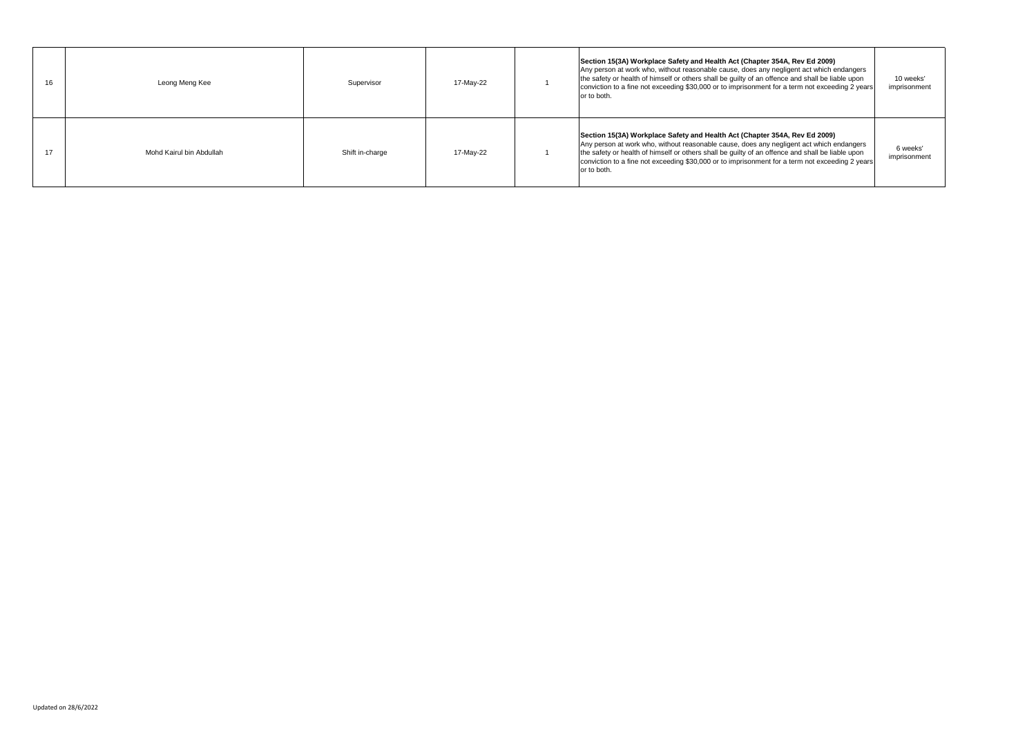| | | | | | | |
|---|---|---|---|---|---|---|
| 16 | Leong Meng Kee | Supervisor | 17-May-22 | 1 | **Section 15(3A) Workplace Safety and Health Act (Chapter 354A, Rev Ed 2009)** Any person at work who, without reasonable cause, does any negligent act which endangers the safety or health of himself or others shall be guilty of an offence and shall be liable upon conviction to a fine not exceeding $30,000 or to imprisonment for a term not exceeding 2 years or to both. | 10 weeks' imprisonment |
| 17 | Mohd Kairul bin Abdullah | Shift in-charge | 17-May-22 | 1 | **Section 15(3A) Workplace Safety and Health Act (Chapter 354A, Rev Ed 2009)** Any person at work who, without reasonable cause, does any negligent act which endangers the safety or health of himself or others shall be guilty of an offence and shall be liable upon conviction to a fine not exceeding $30,000 or to imprisonment for a term not exceeding 2 years or to both. | 6 weeks' imprisonment |

Updated on 28/6/2022